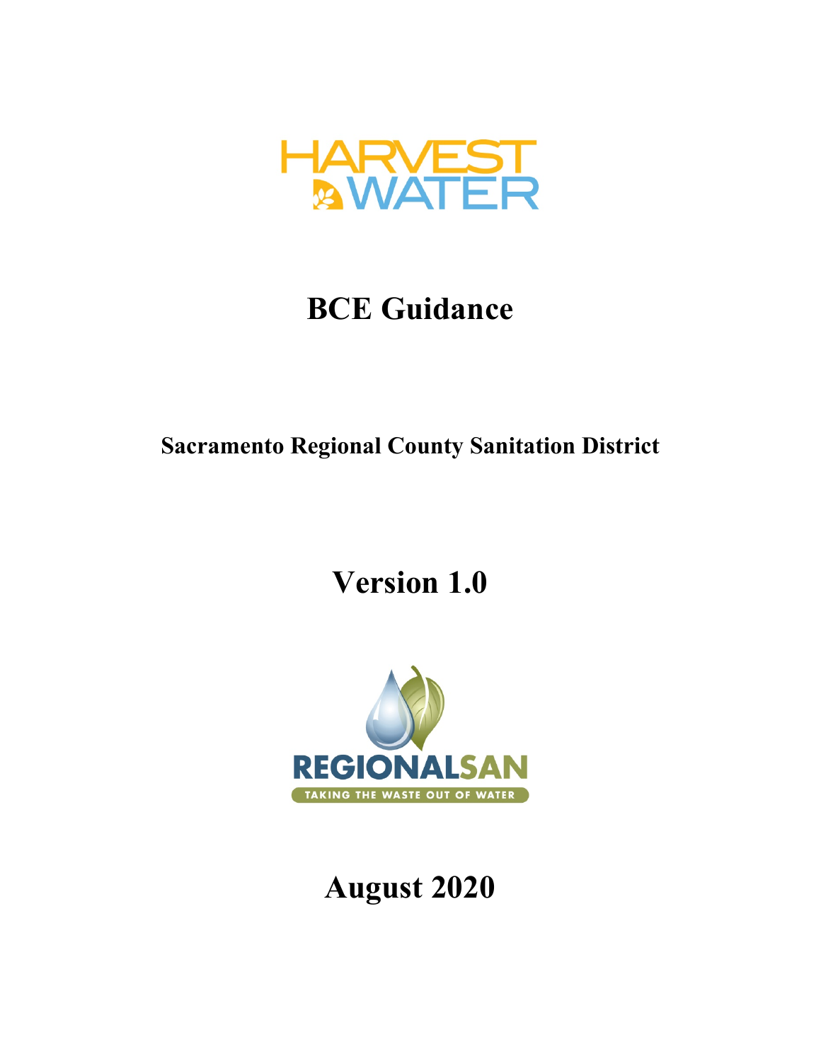HARVEST WATER

# BCE Guidance

## Sacramento Regional County Sanitation District

# Version 1.0

REGIONALSAN

TAKING THE WASTE OUT OF WATER

# August 2020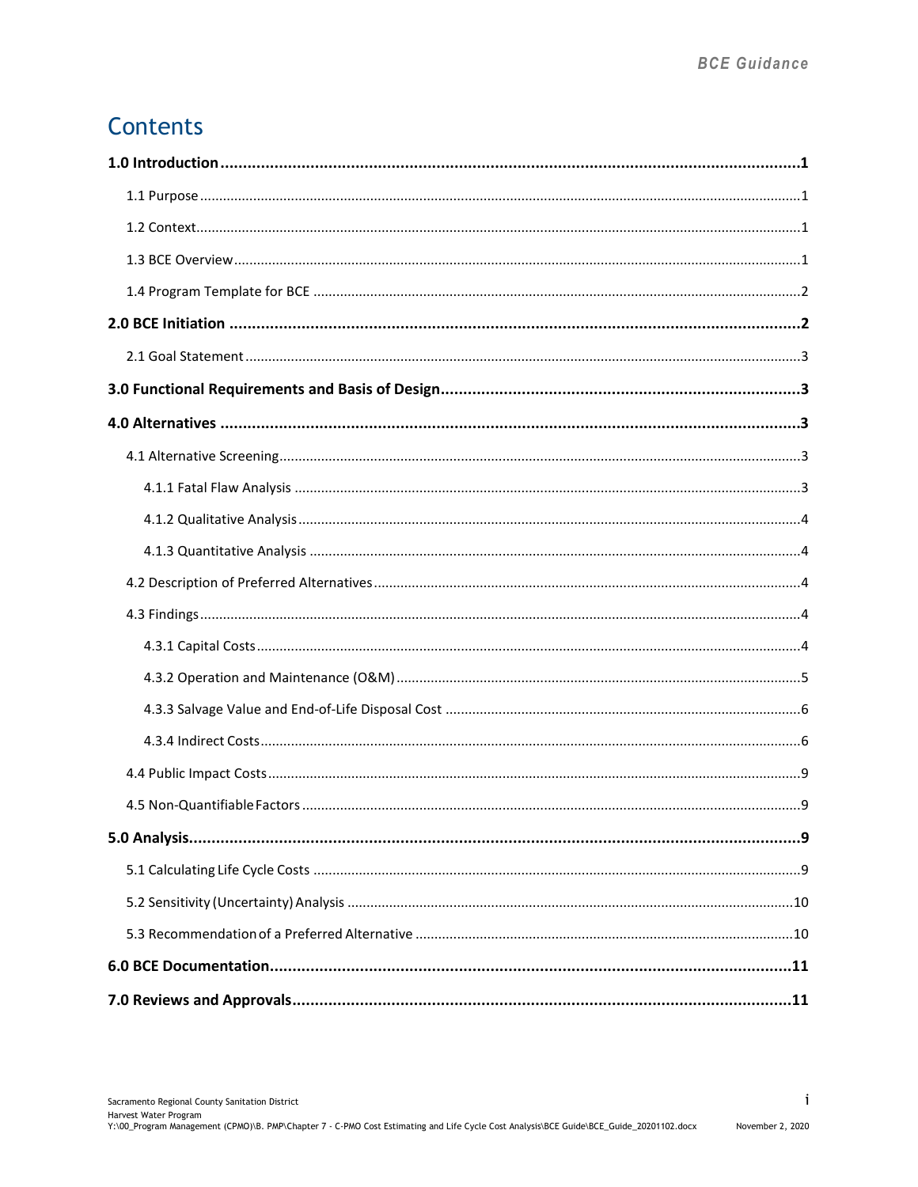# Contents

**1.0 Introduction** ..... **1**

- 1.1 Purpose ..... 1
- 1.2 Context ..... 1
- 1.3 BCE Overview ..... 1
- 1.4 Program Template for BCE ..... 2

**2.0 BCE Initiation** ..... **2**

- 2.1 Goal Statement ..... 3

**3.0 Functional Requirements and Basis of Design** ..... **3**

**4.0 Alternatives** ..... **3**

- 4.1 Alternative Screening ..... 3
  - 4.1.1 Fatal Flaw Analysis ..... 3
  - 4.1.2 Qualitative Analysis ..... 4
  - 4.1.3 Quantitative Analysis ..... 4
- 4.2 Description of Preferred Alternatives ..... 4
- 4.3 Findings ..... 4
  - 4.3.1 Capital Costs ..... 4
  - 4.3.2 Operation and Maintenance (O&M) ..... 5
  - 4.3.3 Salvage Value and End-of-Life Disposal Cost ..... 6
  - 4.3.4 Indirect Costs ..... 6
- 4.4 Public Impact Costs ..... 9
- 4.5 Non-Quantifiable Factors ..... 9

**5.0 Analysis** ..... **9**

- 5.1 Calculating Life Cycle Costs ..... 9
- 5.2 Sensitivity (Uncertainty) Analysis ..... 10
- 5.3 Recommendation of a Preferred Alternative ..... 10

**6.0 BCE Documentation** ..... **11**

**7.0 Reviews and Approvals** ..... **11**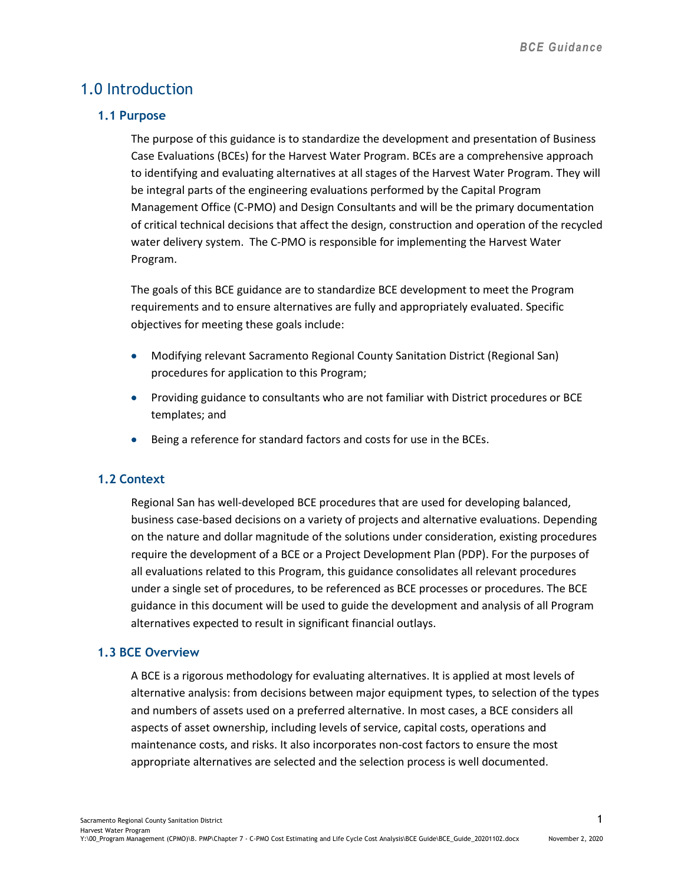# 1.0 Introduction

## 1.1 Purpose

The purpose of this guidance is to standardize the development and presentation of Business Case Evaluations (BCEs) for the Harvest Water Program. BCEs are a comprehensive approach to identifying and evaluating alternatives at all stages of the Harvest Water Program. They will be integral parts of the engineering evaluations performed by the Capital Program Management Office (C-PMO) and Design Consultants and will be the primary documentation of critical technical decisions that affect the design, construction and operation of the recycled water delivery system. The C-PMO is responsible for implementing the Harvest Water Program.

The goals of this BCE guidance are to standardize BCE development to meet the Program requirements and to ensure alternatives are fully and appropriately evaluated. Specific objectives for meeting these goals include:

- Modifying relevant Sacramento Regional County Sanitation District (Regional San) procedures for application to this Program;
- Providing guidance to consultants who are not familiar with District procedures or BCE templates; and
- Being a reference for standard factors and costs for use in the BCEs.

## 1.2 Context

Regional San has well-developed BCE procedures that are used for developing balanced, business case-based decisions on a variety of projects and alternative evaluations. Depending on the nature and dollar magnitude of the solutions under consideration, existing procedures require the development of a BCE or a Project Development Plan (PDP). For the purposes of all evaluations related to this Program, this guidance consolidates all relevant procedures under a single set of procedures, to be referenced as BCE processes or procedures. The BCE guidance in this document will be used to guide the development and analysis of all Program alternatives expected to result in significant financial outlays.

## 1.3 BCE Overview

A BCE is a rigorous methodology for evaluating alternatives. It is applied at most levels of alternative analysis: from decisions between major equipment types, to selection of the types and numbers of assets used on a preferred alternative. In most cases, a BCE considers all aspects of asset ownership, including levels of service, capital costs, operations and maintenance costs, and risks. It also incorporates non-cost factors to ensure the most appropriate alternatives are selected and the selection process is well documented.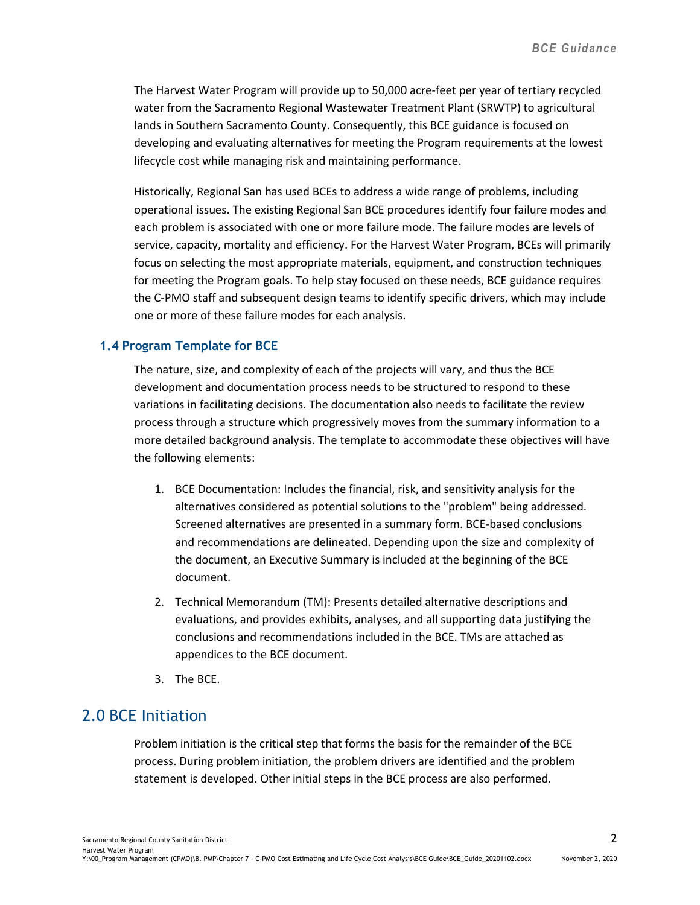The Harvest Water Program will provide up to 50,000 acre-feet per year of tertiary recycled water from the Sacramento Regional Wastewater Treatment Plant (SRWTP) to agricultural lands in Southern Sacramento County. Consequently, this BCE guidance is focused on developing and evaluating alternatives for meeting the Program requirements at the lowest lifecycle cost while managing risk and maintaining performance.

Historically, Regional San has used BCEs to address a wide range of problems, including operational issues. The existing Regional San BCE procedures identify four failure modes and each problem is associated with one or more failure mode. The failure modes are levels of service, capacity, mortality and efficiency. For the Harvest Water Program, BCEs will primarily focus on selecting the most appropriate materials, equipment, and construction techniques for meeting the Program goals. To help stay focused on these needs, BCE guidance requires the C-PMO staff and subsequent design teams to identify specific drivers, which may include one or more of these failure modes for each analysis.

### 1.4 Program Template for BCE

The nature, size, and complexity of each of the projects will vary, and thus the BCE development and documentation process needs to be structured to respond to these variations in facilitating decisions. The documentation also needs to facilitate the review process through a structure which progressively moves from the summary information to a more detailed background analysis. The template to accommodate these objectives will have the following elements:

1. BCE Documentation: Includes the financial, risk, and sensitivity analysis for the alternatives considered as potential solutions to the "problem" being addressed. Screened alternatives are presented in a summary form. BCE-based conclusions and recommendations are delineated. Depending upon the size and complexity of the document, an Executive Summary is included at the beginning of the BCE document.

2. Technical Memorandum (TM): Presents detailed alternative descriptions and evaluations, and provides exhibits, analyses, and all supporting data justifying the conclusions and recommendations included in the BCE. TMs are attached as appendices to the BCE document.

3. The BCE.

## 2.0 BCE Initiation

Problem initiation is the critical step that forms the basis for the remainder of the BCE process. During problem initiation, the problem drivers are identified and the problem statement is developed. Other initial steps in the BCE process are also performed.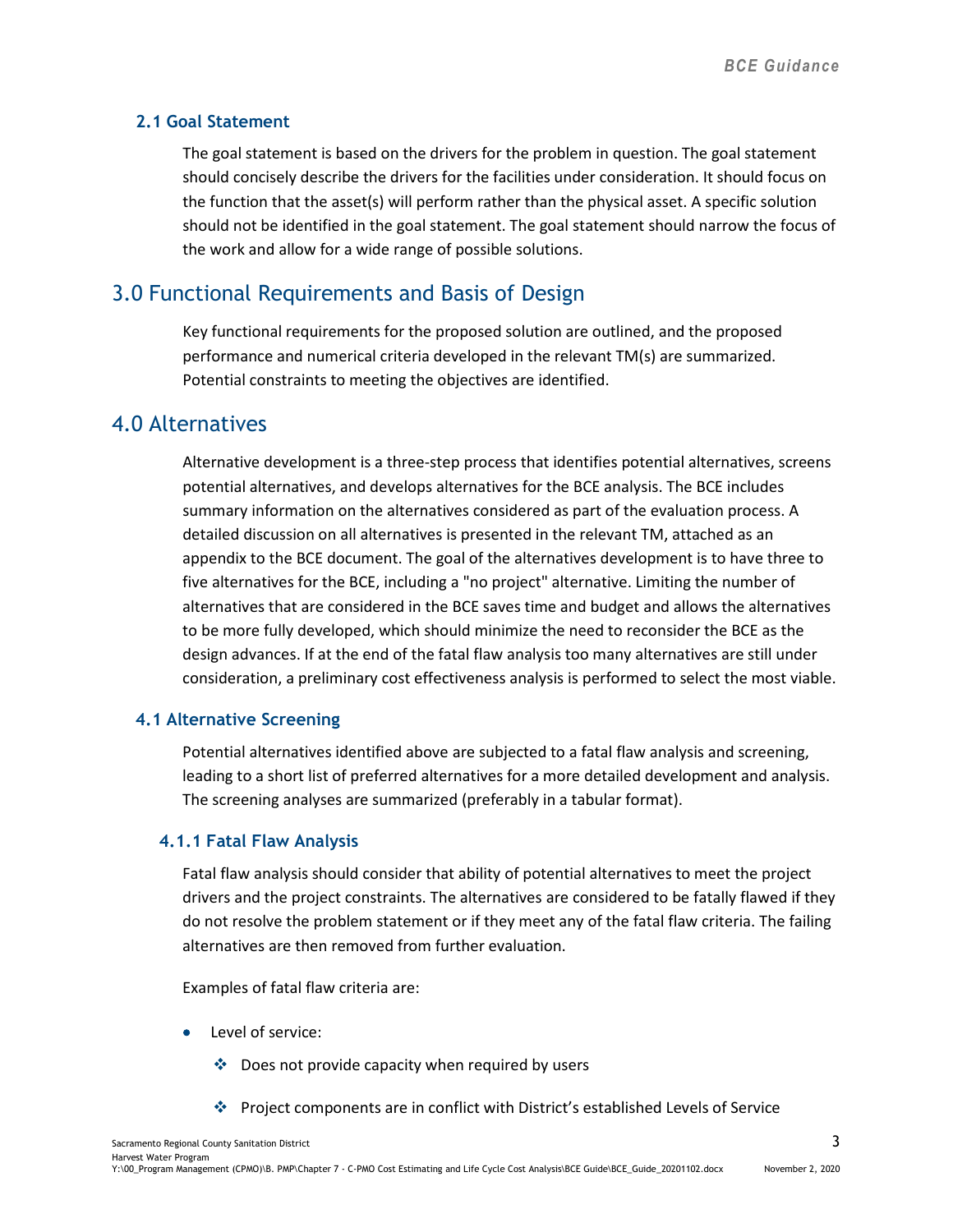### 2.1 Goal Statement

The goal statement is based on the drivers for the problem in question. The goal statement should concisely describe the drivers for the facilities under consideration. It should focus on the function that the asset(s) will perform rather than the physical asset. A specific solution should not be identified in the goal statement. The goal statement should narrow the focus of the work and allow for a wide range of possible solutions.

## 3.0 Functional Requirements and Basis of Design

Key functional requirements for the proposed solution are outlined, and the proposed performance and numerical criteria developed in the relevant TM(s) are summarized. Potential constraints to meeting the objectives are identified.

## 4.0 Alternatives

Alternative development is a three-step process that identifies potential alternatives, screens potential alternatives, and develops alternatives for the BCE analysis. The BCE includes summary information on the alternatives considered as part of the evaluation process. A detailed discussion on all alternatives is presented in the relevant TM, attached as an appendix to the BCE document. The goal of the alternatives development is to have three to five alternatives for the BCE, including a "no project" alternative. Limiting the number of alternatives that are considered in the BCE saves time and budget and allows the alternatives to be more fully developed, which should minimize the need to reconsider the BCE as the design advances. If at the end of the fatal flaw analysis too many alternatives are still under consideration, a preliminary cost effectiveness analysis is performed to select the most viable.

### 4.1 Alternative Screening

Potential alternatives identified above are subjected to a fatal flaw analysis and screening, leading to a short list of preferred alternatives for a more detailed development and analysis. The screening analyses are summarized (preferably in a tabular format).

#### 4.1.1 Fatal Flaw Analysis

Fatal flaw analysis should consider that ability of potential alternatives to meet the project drivers and the project constraints. The alternatives are considered to be fatally flawed if they do not resolve the problem statement or if they meet any of the fatal flaw criteria. The failing alternatives are then removed from further evaluation.

Examples of fatal flaw criteria are:

- Level of service:
  - Does not provide capacity when required by users
  - Project components are in conflict with District's established Levels of Service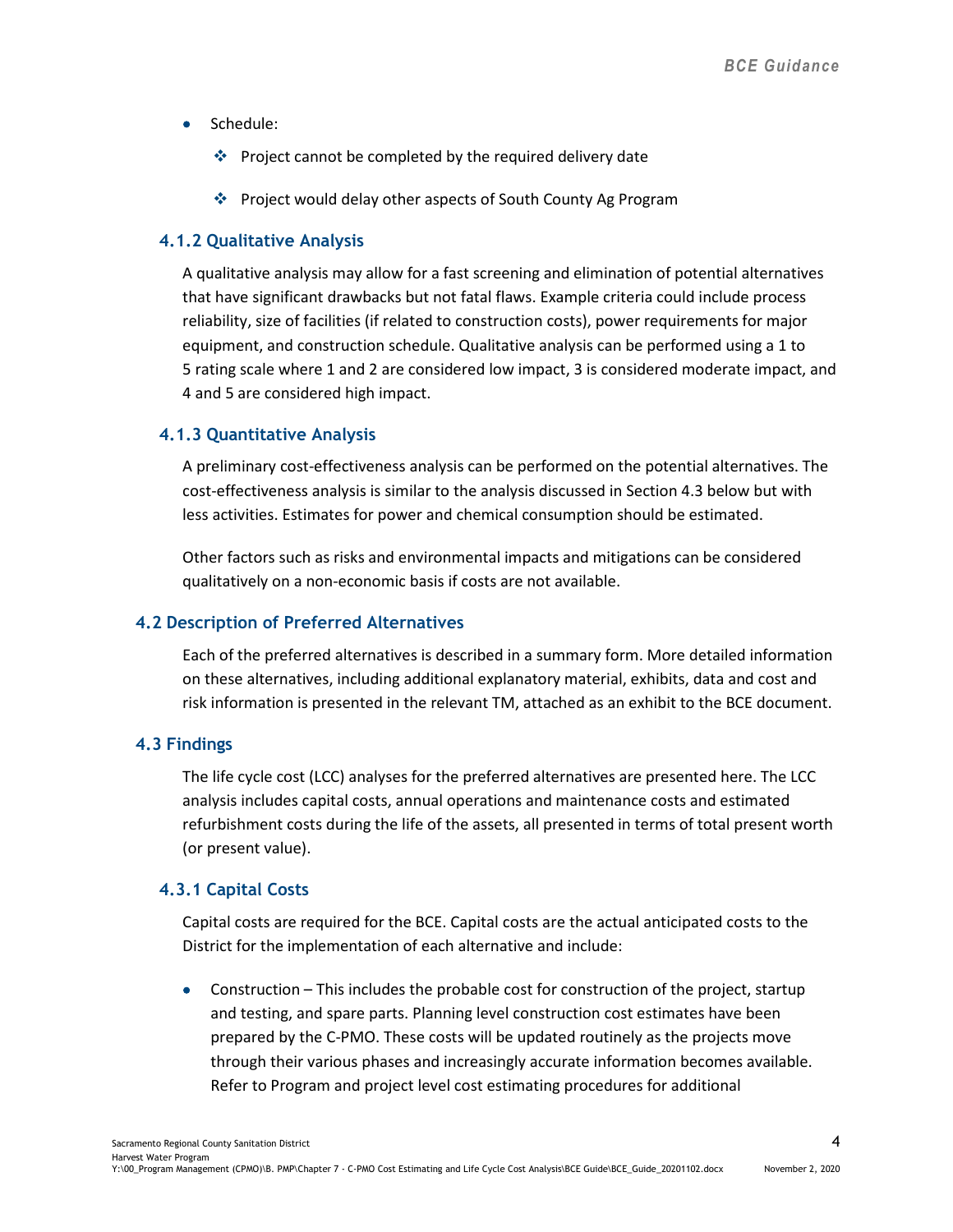- Schedule:
  - Project cannot be completed by the required delivery date
  - Project would delay other aspects of South County Ag Program

### 4.1.2 Qualitative Analysis

A qualitative analysis may allow for a fast screening and elimination of potential alternatives that have significant drawbacks but not fatal flaws. Example criteria could include process reliability, size of facilities (if related to construction costs), power requirements for major equipment, and construction schedule. Qualitative analysis can be performed using a 1 to 5 rating scale where 1 and 2 are considered low impact, 3 is considered moderate impact, and 4 and 5 are considered high impact.

### 4.1.3 Quantitative Analysis

A preliminary cost-effectiveness analysis can be performed on the potential alternatives. The cost-effectiveness analysis is similar to the analysis discussed in Section 4.3 below but with less activities. Estimates for power and chemical consumption should be estimated.

Other factors such as risks and environmental impacts and mitigations can be considered qualitatively on a non-economic basis if costs are not available.

## 4.2 Description of Preferred Alternatives

Each of the preferred alternatives is described in a summary form. More detailed information on these alternatives, including additional explanatory material, exhibits, data and cost and risk information is presented in the relevant TM, attached as an exhibit to the BCE document.

## 4.3 Findings

The life cycle cost (LCC) analyses for the preferred alternatives are presented here. The LCC analysis includes capital costs, annual operations and maintenance costs and estimated refurbishment costs during the life of the assets, all presented in terms of total present worth (or present value).

### 4.3.1 Capital Costs

Capital costs are required for the BCE. Capital costs are the actual anticipated costs to the District for the implementation of each alternative and include:

- Construction – This includes the probable cost for construction of the project, startup and testing, and spare parts. Planning level construction cost estimates have been prepared by the C-PMO. These costs will be updated routinely as the projects move through their various phases and increasingly accurate information becomes available. Refer to Program and project level cost estimating procedures for additional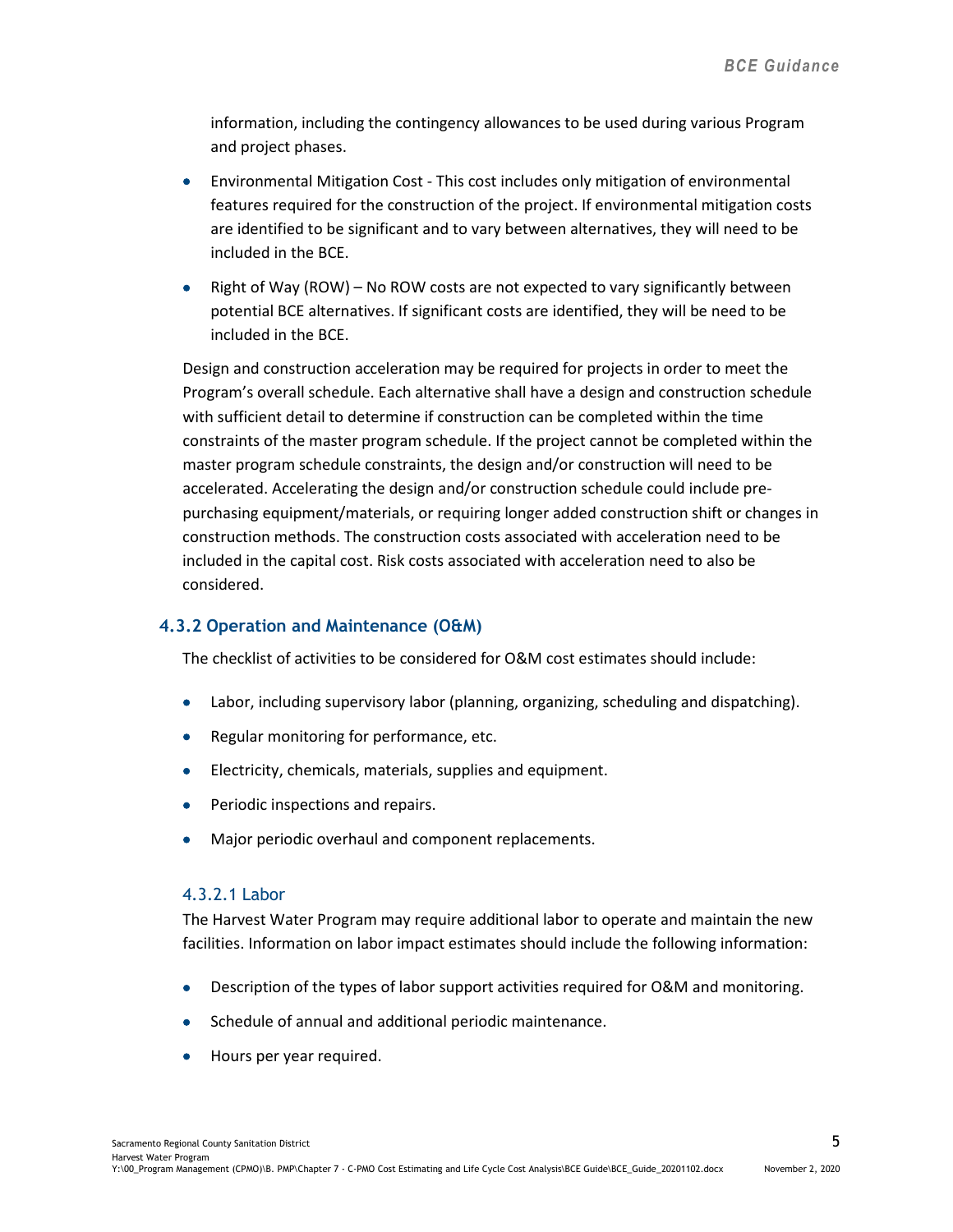information, including the contingency allowances to be used during various Program and project phases.

- Environmental Mitigation Cost - This cost includes only mitigation of environmental features required for the construction of the project. If environmental mitigation costs are identified to be significant and to vary between alternatives, they will need to be included in the BCE.
- Right of Way (ROW) – No ROW costs are not expected to vary significantly between potential BCE alternatives. If significant costs are identified, they will be need to be included in the BCE.

Design and construction acceleration may be required for projects in order to meet the Program's overall schedule. Each alternative shall have a design and construction schedule with sufficient detail to determine if construction can be completed within the time constraints of the master program schedule. If the project cannot be completed within the master program schedule constraints, the design and/or construction will need to be accelerated. Accelerating the design and/or construction schedule could include pre-purchasing equipment/materials, or requiring longer added construction shift or changes in construction methods. The construction costs associated with acceleration need to be included in the capital cost. Risk costs associated with acceleration need to also be considered.

### 4.3.2 Operation and Maintenance (O&M)

The checklist of activities to be considered for O&M cost estimates should include:

- Labor, including supervisory labor (planning, organizing, scheduling and dispatching).
- Regular monitoring for performance, etc.
- Electricity, chemicals, materials, supplies and equipment.
- Periodic inspections and repairs.
- Major periodic overhaul and component replacements.

#### 4.3.2.1 Labor

The Harvest Water Program may require additional labor to operate and maintain the new facilities. Information on labor impact estimates should include the following information:

- Description of the types of labor support activities required for O&M and monitoring.
- Schedule of annual and additional periodic maintenance.
- Hours per year required.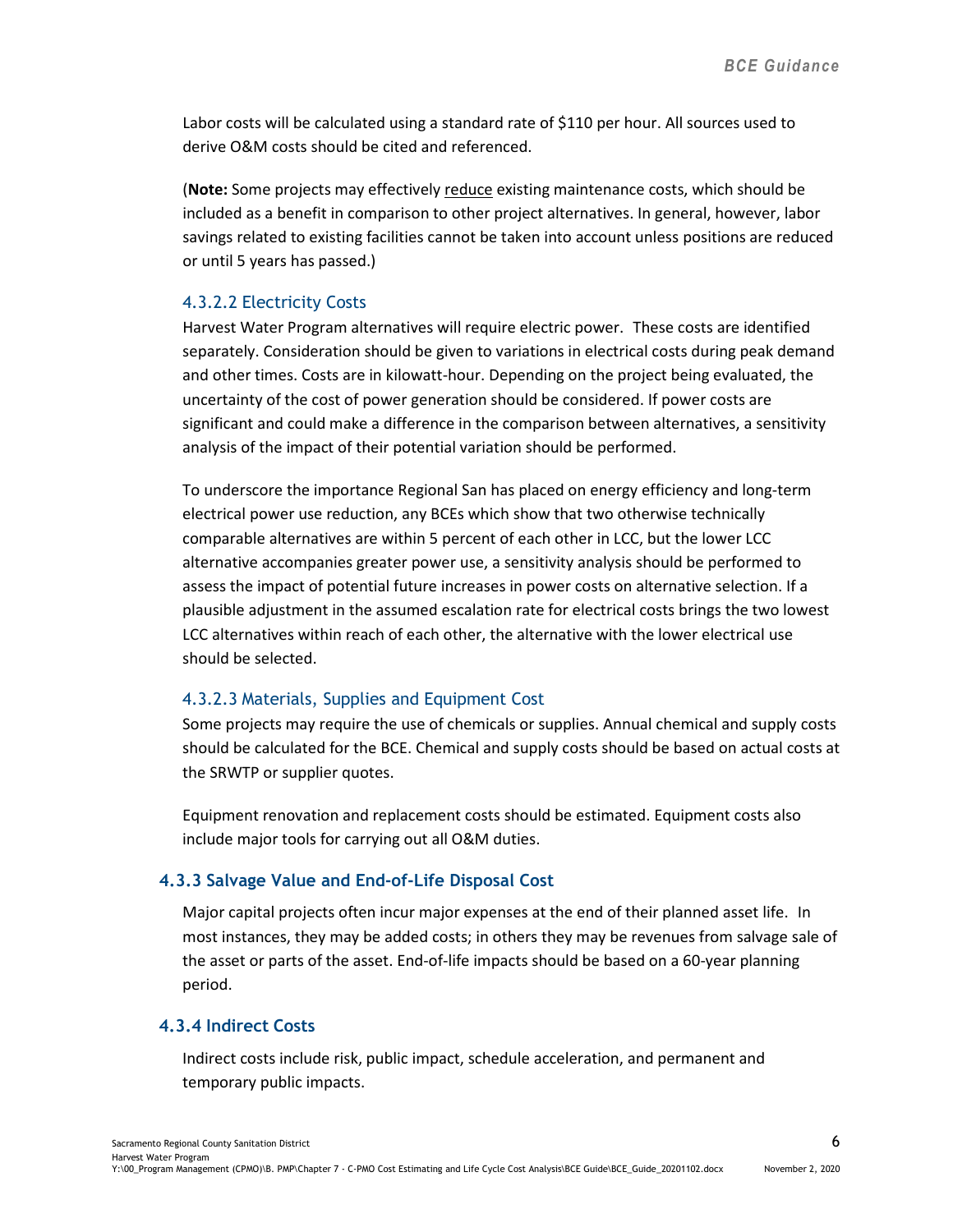Labor costs will be calculated using a standard rate of $110 per hour. All sources used to derive O&M costs should be cited and referenced.

(**Note:** Some projects may effectively <u>reduce</u> existing maintenance costs, which should be included as a benefit in comparison to other project alternatives. In general, however, labor savings related to existing facilities cannot be taken into account unless positions are reduced or until 5 years has passed.)

#### 4.3.2.2 Electricity Costs

Harvest Water Program alternatives will require electric power. These costs are identified separately. Consideration should be given to variations in electrical costs during peak demand and other times. Costs are in kilowatt-hour. Depending on the project being evaluated, the uncertainty of the cost of power generation should be considered. If power costs are significant and could make a difference in the comparison between alternatives, a sensitivity analysis of the impact of their potential variation should be performed.

To underscore the importance Regional San has placed on energy efficiency and long-term electrical power use reduction, any BCEs which show that two otherwise technically comparable alternatives are within 5 percent of each other in LCC, but the lower LCC alternative accompanies greater power use, a sensitivity analysis should be performed to assess the impact of potential future increases in power costs on alternative selection. If a plausible adjustment in the assumed escalation rate for electrical costs brings the two lowest LCC alternatives within reach of each other, the alternative with the lower electrical use should be selected.

#### 4.3.2.3 Materials, Supplies and Equipment Cost

Some projects may require the use of chemicals or supplies. Annual chemical and supply costs should be calculated for the BCE. Chemical and supply costs should be based on actual costs at the SRWTP or supplier quotes.

Equipment renovation and replacement costs should be estimated. Equipment costs also include major tools for carrying out all O&M duties.

### 4.3.3 Salvage Value and End-of-Life Disposal Cost

Major capital projects often incur major expenses at the end of their planned asset life. In most instances, they may be added costs; in others they may be revenues from salvage sale of the asset or parts of the asset. End-of-life impacts should be based on a 60-year planning period.

### 4.3.4 Indirect Costs

Indirect costs include risk, public impact, schedule acceleration, and permanent and temporary public impacts.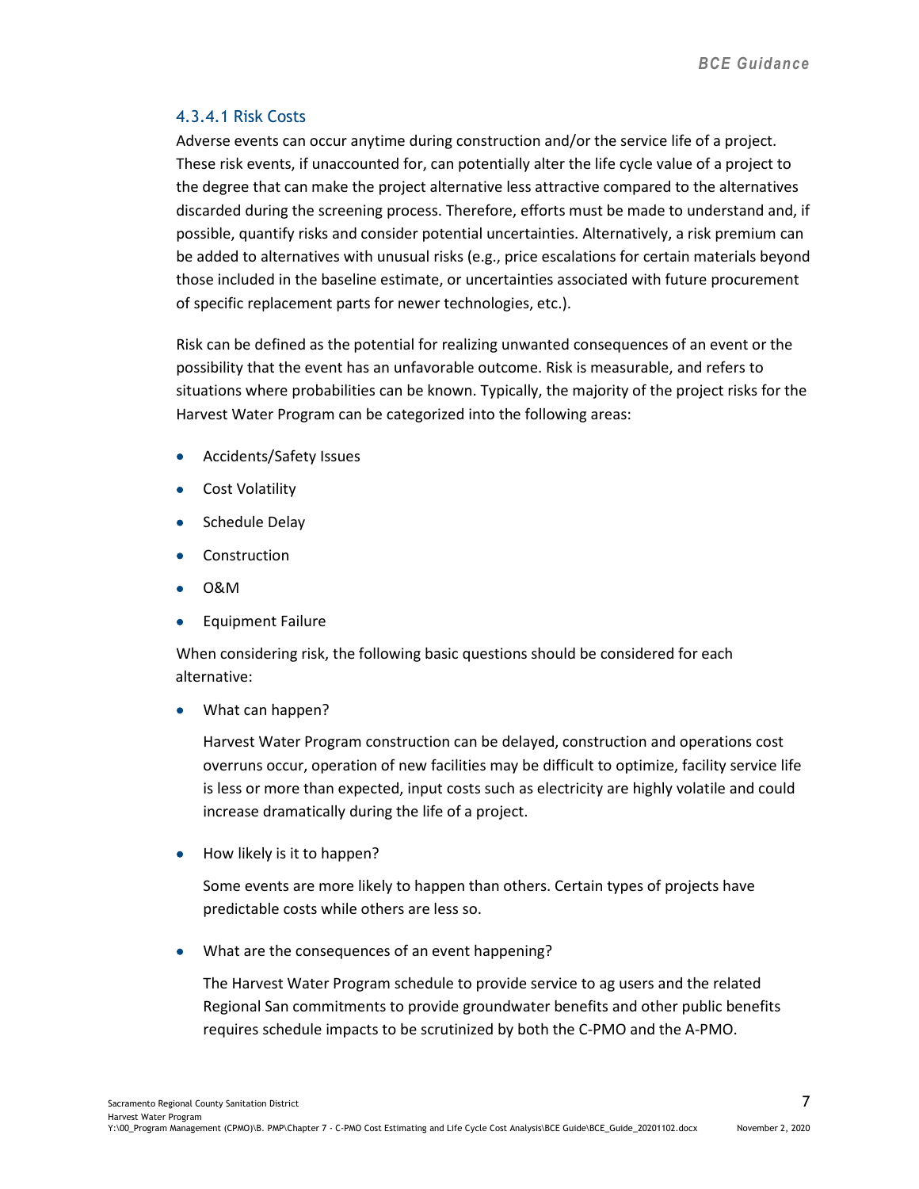#### 4.3.4.1 Risk Costs

Adverse events can occur anytime during construction and/or the service life of a project. These risk events, if unaccounted for, can potentially alter the life cycle value of a project to the degree that can make the project alternative less attractive compared to the alternatives discarded during the screening process. Therefore, efforts must be made to understand and, if possible, quantify risks and consider potential uncertainties. Alternatively, a risk premium can be added to alternatives with unusual risks (e.g., price escalations for certain materials beyond those included in the baseline estimate, or uncertainties associated with future procurement of specific replacement parts for newer technologies, etc.).

Risk can be defined as the potential for realizing unwanted consequences of an event or the possibility that the event has an unfavorable outcome. Risk is measurable, and refers to situations where probabilities can be known. Typically, the majority of the project risks for the Harvest Water Program can be categorized into the following areas:

- Accidents/Safety Issues
- Cost Volatility
- Schedule Delay
- Construction
- O&M
- Equipment Failure

When considering risk, the following basic questions should be considered for each alternative:

- What can happen?

  Harvest Water Program construction can be delayed, construction and operations cost overruns occur, operation of new facilities may be difficult to optimize, facility service life is less or more than expected, input costs such as electricity are highly volatile and could increase dramatically during the life of a project.

- How likely is it to happen?

  Some events are more likely to happen than others. Certain types of projects have predictable costs while others are less so.

- What are the consequences of an event happening?

  The Harvest Water Program schedule to provide service to ag users and the related Regional San commitments to provide groundwater benefits and other public benefits requires schedule impacts to be scrutinized by both the C-PMO and the A-PMO.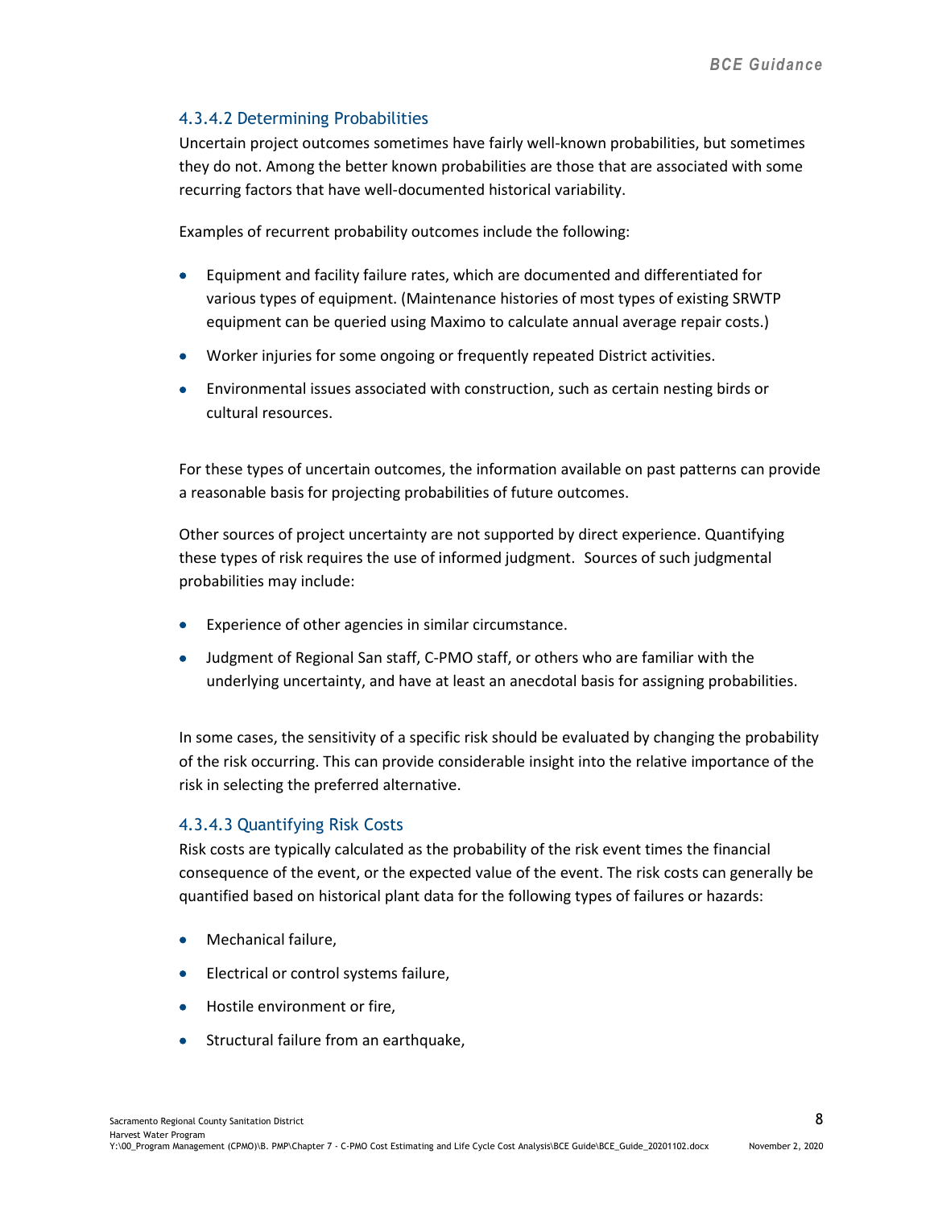#### 4.3.4.2 Determining Probabilities

Uncertain project outcomes sometimes have fairly well-known probabilities, but sometimes they do not. Among the better known probabilities are those that are associated with some recurring factors that have well-documented historical variability.

Examples of recurrent probability outcomes include the following:

- Equipment and facility failure rates, which are documented and differentiated for various types of equipment. (Maintenance histories of most types of existing SRWTP equipment can be queried using Maximo to calculate annual average repair costs.)
- Worker injuries for some ongoing or frequently repeated District activities.
- Environmental issues associated with construction, such as certain nesting birds or cultural resources.

For these types of uncertain outcomes, the information available on past patterns can provide a reasonable basis for projecting probabilities of future outcomes.

Other sources of project uncertainty are not supported by direct experience. Quantifying these types of risk requires the use of informed judgment. Sources of such judgmental probabilities may include:

- Experience of other agencies in similar circumstance.
- Judgment of Regional San staff, C-PMO staff, or others who are familiar with the underlying uncertainty, and have at least an anecdotal basis for assigning probabilities.

In some cases, the sensitivity of a specific risk should be evaluated by changing the probability of the risk occurring. This can provide considerable insight into the relative importance of the risk in selecting the preferred alternative.

#### 4.3.4.3 Quantifying Risk Costs

Risk costs are typically calculated as the probability of the risk event times the financial consequence of the event, or the expected value of the event. The risk costs can generally be quantified based on historical plant data for the following types of failures or hazards:

- Mechanical failure,
- Electrical or control systems failure,
- Hostile environment or fire,
- Structural failure from an earthquake,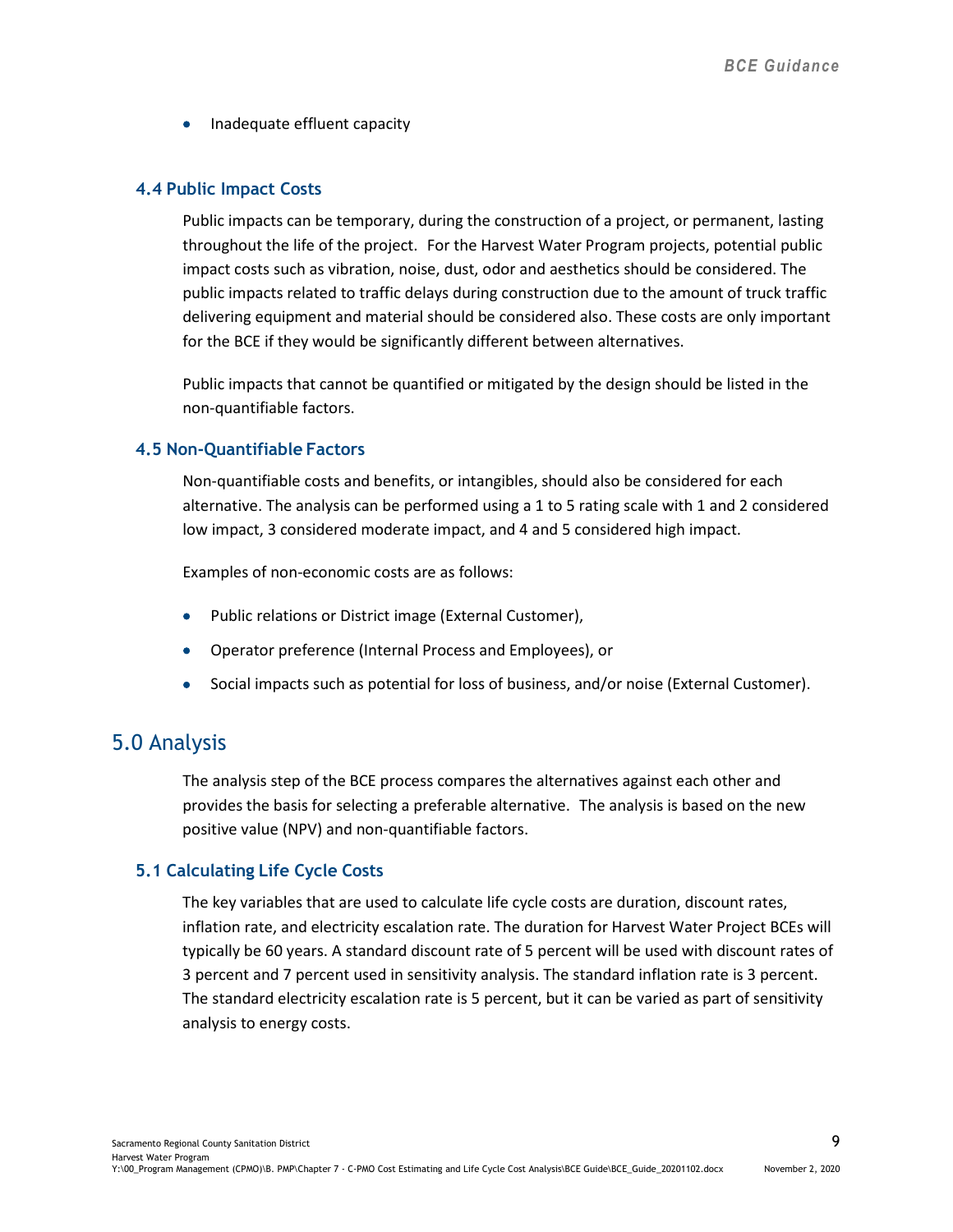- Inadequate effluent capacity

### 4.4 Public Impact Costs

Public impacts can be temporary, during the construction of a project, or permanent, lasting throughout the life of the project. For the Harvest Water Program projects, potential public impact costs such as vibration, noise, dust, odor and aesthetics should be considered. The public impacts related to traffic delays during construction due to the amount of truck traffic delivering equipment and material should be considered also. These costs are only important for the BCE if they would be significantly different between alternatives.

Public impacts that cannot be quantified or mitigated by the design should be listed in the non-quantifiable factors.

### 4.5 Non-Quantifiable Factors

Non-quantifiable costs and benefits, or intangibles, should also be considered for each alternative. The analysis can be performed using a 1 to 5 rating scale with 1 and 2 considered low impact, 3 considered moderate impact, and 4 and 5 considered high impact.

Examples of non-economic costs are as follows:

- Public relations or District image (External Customer),
- Operator preference (Internal Process and Employees), or
- Social impacts such as potential for loss of business, and/or noise (External Customer).

## 5.0 Analysis

The analysis step of the BCE process compares the alternatives against each other and provides the basis for selecting a preferable alternative. The analysis is based on the new positive value (NPV) and non-quantifiable factors.

### 5.1 Calculating Life Cycle Costs

The key variables that are used to calculate life cycle costs are duration, discount rates, inflation rate, and electricity escalation rate. The duration for Harvest Water Project BCEs will typically be 60 years. A standard discount rate of 5 percent will be used with discount rates of 3 percent and 7 percent used in sensitivity analysis. The standard inflation rate is 3 percent. The standard electricity escalation rate is 5 percent, but it can be varied as part of sensitivity analysis to energy costs.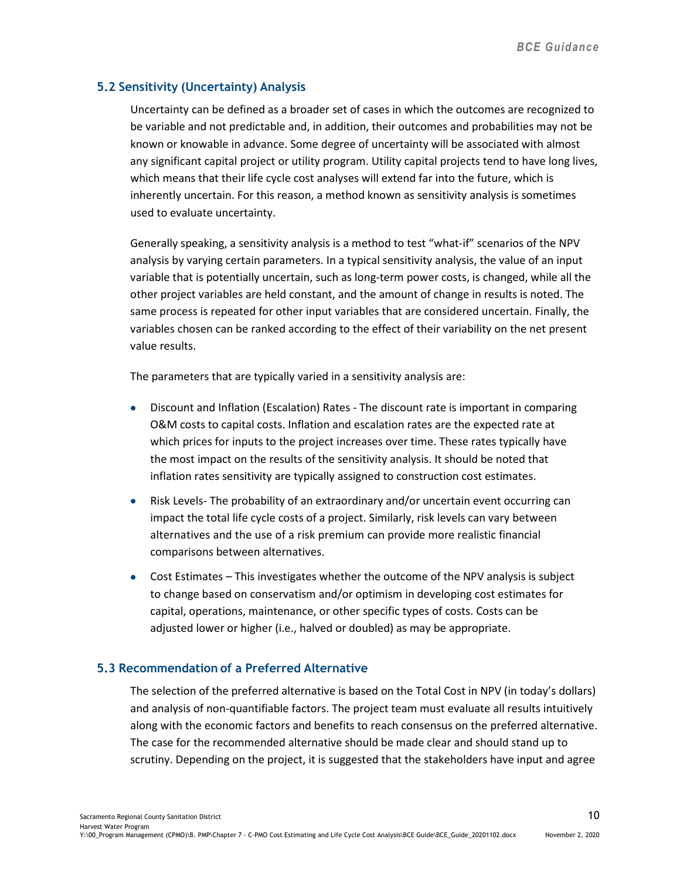## 5.2 Sensitivity (Uncertainty) Analysis

Uncertainty can be defined as a broader set of cases in which the outcomes are recognized to be variable and not predictable and, in addition, their outcomes and probabilities may not be known or knowable in advance. Some degree of uncertainty will be associated with almost any significant capital project or utility program. Utility capital projects tend to have long lives, which means that their life cycle cost analyses will extend far into the future, which is inherently uncertain. For this reason, a method known as sensitivity analysis is sometimes used to evaluate uncertainty.

Generally speaking, a sensitivity analysis is a method to test "what-if" scenarios of the NPV analysis by varying certain parameters. In a typical sensitivity analysis, the value of an input variable that is potentially uncertain, such as long-term power costs, is changed, while all the other project variables are held constant, and the amount of change in results is noted. The same process is repeated for other input variables that are considered uncertain. Finally, the variables chosen can be ranked according to the effect of their variability on the net present value results.

The parameters that are typically varied in a sensitivity analysis are:

- Discount and Inflation (Escalation) Rates - The discount rate is important in comparing O&M costs to capital costs. Inflation and escalation rates are the expected rate at which prices for inputs to the project increases over time. These rates typically have the most impact on the results of the sensitivity analysis. It should be noted that inflation rates sensitivity are typically assigned to construction cost estimates.
- Risk Levels- The probability of an extraordinary and/or uncertain event occurring can impact the total life cycle costs of a project. Similarly, risk levels can vary between alternatives and the use of a risk premium can provide more realistic financial comparisons between alternatives.
- Cost Estimates – This investigates whether the outcome of the NPV analysis is subject to change based on conservatism and/or optimism in developing cost estimates for capital, operations, maintenance, or other specific types of costs. Costs can be adjusted lower or higher (i.e., halved or doubled) as may be appropriate.

## 5.3 Recommendation of a Preferred Alternative

The selection of the preferred alternative is based on the Total Cost in NPV (in today's dollars) and analysis of non-quantifiable factors. The project team must evaluate all results intuitively along with the economic factors and benefits to reach consensus on the preferred alternative. The case for the recommended alternative should be made clear and should stand up to scrutiny. Depending on the project, it is suggested that the stakeholders have input and agree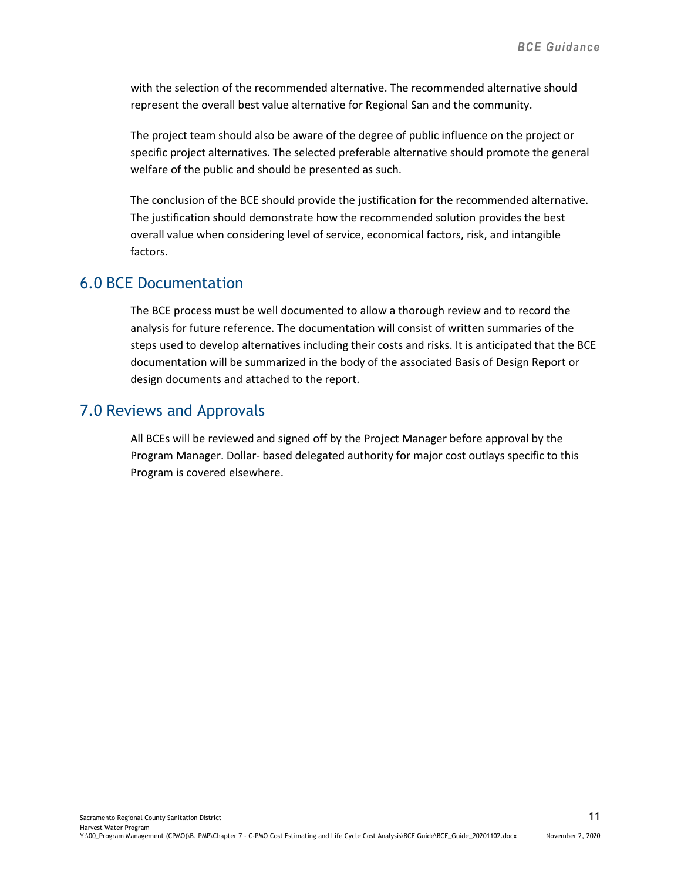with the selection of the recommended alternative. The recommended alternative should represent the overall best value alternative for Regional San and the community.

The project team should also be aware of the degree of public influence on the project or specific project alternatives. The selected preferable alternative should promote the general welfare of the public and should be presented as such.

The conclusion of the BCE should provide the justification for the recommended alternative. The justification should demonstrate how the recommended solution provides the best overall value when considering level of service, economical factors, risk, and intangible factors.

## 6.0 BCE Documentation

The BCE process must be well documented to allow a thorough review and to record the analysis for future reference. The documentation will consist of written summaries of the steps used to develop alternatives including their costs and risks. It is anticipated that the BCE documentation will be summarized in the body of the associated Basis of Design Report or design documents and attached to the report.

## 7.0 Reviews and Approvals

All BCEs will be reviewed and signed off by the Project Manager before approval by the Program Manager. Dollar- based delegated authority for major cost outlays specific to this Program is covered elsewhere.